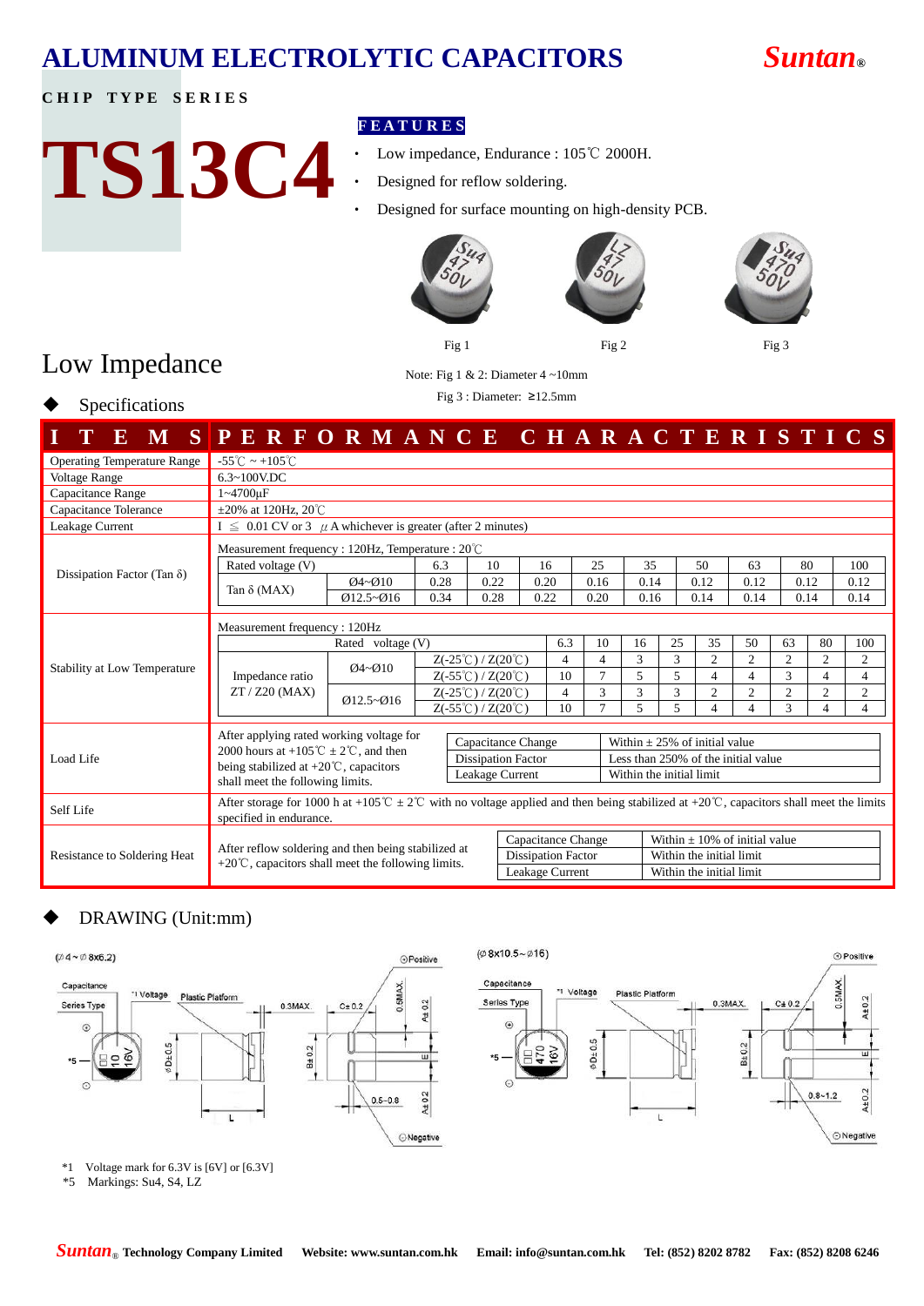# ALUMINUM ELECTROLYTIC CAPACITORS

**Suntan®**

**CHIP TYPE SERIES**

# TS13C4

**FEATURES**

- Low impedance, Endurance : 105℃ 2000H.
- Designed for reflow soldering.
- Designed for surface mounting on high-density PCB.

Fig 1 Fig 2 Fig 3

Note: Fig 1 & 2: Diameter 4 ~10mm

Fig 3 : Diameter: ≥12.5mm

## Low Impedance

◆ Specifications

| ITEMS | PERFORMANCE CHARACTERISTICS |
|---|---|
| Operating Temperature Range | -55℃ ~ +105℃ |
| Voltage Range | 6.3~100V.DC |
| Capacitance Range | 1~4700µF |
| Capacitance Tolerance | ±20% at 120Hz, 20℃ |
| Leakage Current | I ≦ 0.01 CV or 3 µA whichever is greater (after 2 minutes) |
| Dissipation Factor (Tan δ) | Measurement frequency : 120Hz, Temperature : 20℃ (see table below) |
| Stability at Low Temperature | Measurement frequency : 120Hz (see table below) |
| Load Life | After applying rated working voltage for 2000 hours at +105℃ ± 2℃, and then being stabilized at +20℃, capacitors shall meet the following limits. Capacitance Change: Within ± 25% of initial value; Dissipation Factor: Less than 250% of the initial value; Leakage Current: Within the initial limit |
| Self Life | After storage for 1000 h at +105℃ ± 2℃ with no voltage applied and then being stabilized at +20℃, capacitors shall meet the limits specified in endurance. |
| Resistance to Soldering Heat | After reflow soldering and then being stabilized at +20℃, capacitors shall meet the following limits. Capacitance Change: Within ± 10% of initial value; Dissipation Factor: Within the initial limit; Leakage Current: Within the initial limit |

**Dissipation Factor (Tan δ)** — Measurement frequency : 120Hz, Temperature : 20℃

| Rated voltage (V) | | 6.3 | 10 | 16 | 25 | 35 | 50 | 63 | 80 | 100 |
|---|---|---|---|---|---|---|---|---|---|---|
| Tan δ (MAX) | Ø4~Ø10 | 0.28 | 0.22 | 0.20 | 0.16 | 0.14 | 0.12 | 0.12 | 0.12 | 0.12 |
| | Ø12.5~Ø16 | 0.34 | 0.28 | 0.22 | 0.20 | 0.16 | 0.14 | 0.14 | 0.14 | 0.14 |

**Stability at Low Temperature** — Measurement frequency : 120Hz

| Rated voltage (V) | | | 6.3 | 10 | 16 | 25 | 35 | 50 | 63 | 80 | 100 |
|---|---|---|---|---|---|---|---|---|---|---|---|
| Impedance ratio ZT / Z20 (MAX) | Ø4~Ø10 | Z(-25℃) / Z(20℃) | 4 | 4 | 3 | 3 | 2 | 2 | 2 | 2 | 2 |
| | | Z(-55℃) / Z(20℃) | 10 | 7 | 5 | 5 | 4 | 4 | 3 | 4 | 4 |
| | Ø12.5~Ø16 | Z(-25℃) / Z(20℃) | 4 | 3 | 3 | 3 | 2 | 2 | 2 | 2 | 2 |
| | | Z(-55℃) / Z(20℃) | 10 | 7 | 5 | 5 | 4 | 4 | 3 | 4 | 4 |

◆ DRAWING (Unit:mm)

(Ø4 ~ Ø8x6.2) (Ø8x10.5 ~ Ø16)

*1 Voltage mark for 6.3V is [6V] or [6.3V]

*5 Markings: Su4, S4, LZ

**Suntan® Technology Company Limited** **Website: www.suntan.com.hk** **Email: info@suntan.com.hk** **Tel: (852) 8202 8782** **Fax: (852) 8208 6246**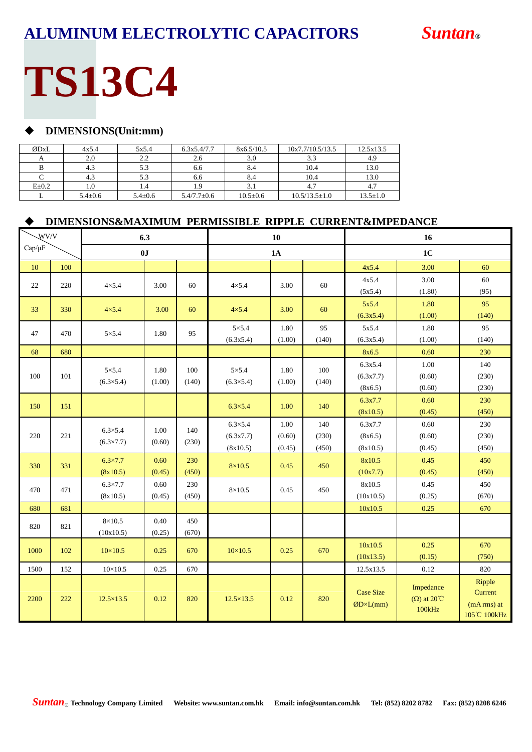# ALUMINUM ELECTROLYTIC CAPACITORS

*Suntan*®

# TS13C4

## ◆ DIMENSIONS(Unit:mm)

| ØDxL | 4x5.4 | 5x5.4 | 6.3x5.4/7.7 | 8x6.5/10.5 | 10x7.7/10.5/13.5 | 12.5x13.5 |
|---|---|---|---|---|---|---|
| A | 2.0 | 2.2 | 2.6 | 3.0 | 3.3 | 4.9 |
| B | 4.3 | 5.3 | 6.6 | 8.4 | 10.4 | 13.0 |
| C | 4.3 | 5.3 | 6.6 | 8.4 | 10.4 | 13.0 |
| E±0.2 | 1.0 | 1.4 | 1.9 | 3.1 | 4.7 | 4.7 |
| L | 5.4±0.6 | 5.4±0.6 | 5.4/7.7±0.6 | 10.5±0.6 | 10.5/13.5±1.0 | 13.5±1.0 |

## ◆ DIMENSIONS&MAXIMUM PERMISSIBLE RIPPLE CURRENT&IMPEDANCE

| WV/V Cap/μF | | 6.3 | | | 10 | | | 16 | | |
|---|---|---|---|---|---|---|---|---|---|---|
| | | 0J | | | 1A | | | 1C | | |
| 10 | 100 | | | | | | | 4x5.4 | 3.00 | 60 |
| 22 | 220 | 4×5.4 | 3.00 | 60 | 4×5.4 | 3.00 | 60 | 4x5.4 (5x5.4) | 3.00 (1.80) | 60 (95) |
| 33 | 330 | 4×5.4 | 3.00 | 60 | 4×5.4 | 3.00 | 60 | 5x5.4 (6.3x5.4) | 1.80 (1.00) | 95 (140) |
| 47 | 470 | 5×5.4 | 1.80 | 95 | 5×5.4 (6.3x5.4) | 1.80 (1.00) | 95 (140) | 5x5.4 (6.3x5.4) | 1.80 (1.00) | 95 (140) |
| 68 | 680 | | | | | | | 8x6.5 | 0.60 | 230 |
| 100 | 101 | 5×5.4 (6.3×5.4) | 1.80 (1.00) | 100 (140) | 5×5.4 (6.3×5.4) | 1.80 (1.00) | 100 (140) | 6.3x5.4 (6.3x7.7) (8x6.5) | 1.00 (0.60) (0.60) | 140 (230) (230) |
| 150 | 151 | | | | 6.3×5.4 | 1.00 | 140 | 6.3x7.7 (8x10.5) | 0.60 (0.45) | 230 (450) |
| 220 | 221 | 6.3×5.4 (6.3×7.7) | 1.00 (0.60) | 140 (230) | 6.3×5.4 (6.3x7.7) (8x10.5) | 1.00 (0.60) (0.45) | 140 (230) (450) | 6.3x7.7 (8x6.5) (8x10.5) | 0.60 (0.60) (0.45) | 230 (230) (450) |
| 330 | 331 | 6.3×7.7 (8x10.5) | 0.60 (0.45) | 230 (450) | 8×10.5 | 0.45 | 450 | 8x10.5 (10x7.7) | 0.45 (0.45) | 450 (450) |
| 470 | 471 | 6.3×7.7 (8x10.5) | 0.60 (0.45) | 230 (450) | 8×10.5 | 0.45 | 450 | 8x10.5 (10x10.5) | 0.45 (0.25) | 450 (670) |
| 680 | 681 | | | | | | | 10x10.5 | 0.25 | 670 |
| 820 | 821 | 8×10.5 (10x10.5) | 0.40 (0.25) | 450 (670) | | | | | | |
| 1000 | 102 | 10×10.5 | 0.25 | 670 | 10×10.5 | 0.25 | 670 | 10x10.5 (10x13.5) | 0.25 (0.15) | 670 (750) |
| 1500 | 152 | 10×10.5 | 0.25 | 670 | | | | 12.5x13.5 | 0.12 | 820 |
| 2200 | 222 | 12.5×13.5 | 0.12 | 820 | 12.5×13.5 | 0.12 | 820 | Case Size ØD×L(mm) | Impedance (Ω) at 20℃ 100kHz | Ripple Current (mA rms) at 105℃ 100kHz |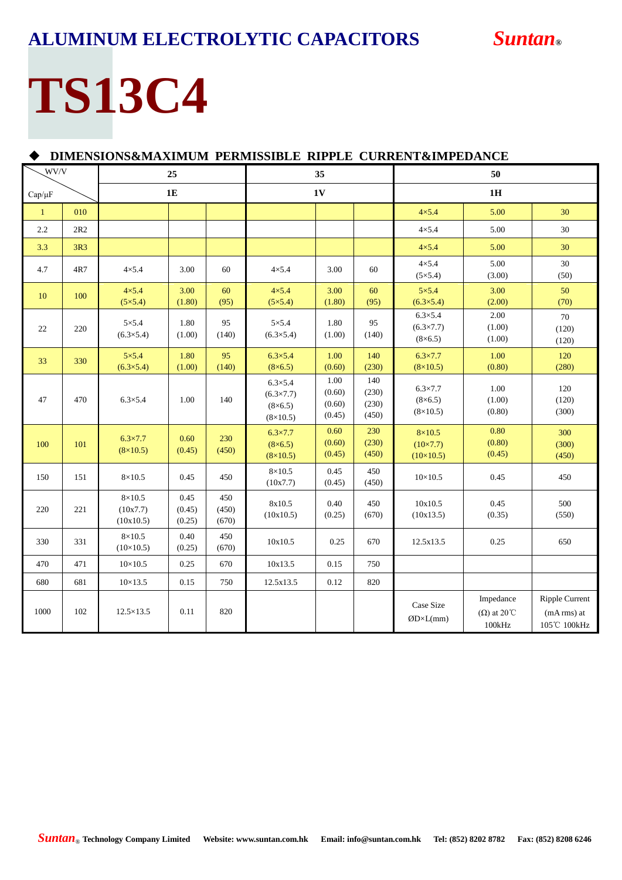# ALUMINUM ELECTROLYTIC CAPACITORS

*Suntan*®

# TS13C4

## ◆ DIMENSIONS&MAXIMUM PERMISSIBLE RIPPLE CURRENT&IMPEDANCE

| WV/V | | 25 | | | 35 | | | 50 | | |
|---|---|---|---|---|---|---|---|---|---|---|
| Cap/μF | | 1E | | | 1V | | | 1H | | |
| 1 | 010 | | | | | | | 4×5.4 | 5.00 | 30 |
| 2.2 | 2R2 | | | | | | | 4×5.4 | 5.00 | 30 |
| 3.3 | 3R3 | | | | | | | 4×5.4 | 5.00 | 30 |
| 4.7 | 4R7 | 4×5.4 | 3.00 | 60 | 4×5.4 | 3.00 | 60 | 4×5.4 (5×5.4) | 5.00 (3.00) | 30 (50) |
| 10 | 100 | 4×5.4 (5×5.4) | 3.00 (1.80) | 60 (95) | 4×5.4 (5×5.4) | 3.00 (1.80) | 60 (95) | 5×5.4 (6.3×5.4) | 3.00 (2.00) | 50 (70) |
| 22 | 220 | 5×5.4 (6.3×5.4) | 1.80 (1.00) | 95 (140) | 5×5.4 (6.3×5.4) | 1.80 (1.00) | 95 (140) | 6.3×5.4 (6.3×7.7) (8×6.5) | 2.00 (1.00) (1.00) | 70 (120) (120) |
| 33 | 330 | 5×5.4 (6.3×5.4) | 1.80 (1.00) | 95 (140) | 6.3×5.4 (8×6.5) | 1.00 (0.60) | 140 (230) | 6.3×7.7 (8×10.5) | 1.00 (0.80) | 120 (280) |
| 47 | 470 | 6.3×5.4 | 1.00 | 140 | 6.3×5.4 (6.3×7.7) (8×6.5) (8×10.5) | 1.00 (0.60) (0.60) (0.45) | 140 (230) (230) (450) | 6.3×7.7 (8×6.5) (8×10.5) | 1.00 (1.00) (0.80) | 120 (120) (300) |
| 100 | 101 | 6.3×7.7 (8×10.5) | 0.60 (0.45) | 230 (450) | 6.3×7.7 (8×6.5) (8×10.5) | 0.60 (0.60) (0.45) | 230 (230) (450) | 8×10.5 (10×7.7) (10×10.5) | 0.80 (0.80) (0.45) | 300 (300) (450) |
| 150 | 151 | 8×10.5 | 0.45 | 450 | 8×10.5 (10x7.7) | 0.45 (0.45) | 450 (450) | 10×10.5 | 0.45 | 450 |
| 220 | 221 | 8×10.5 (10x7.7) (10x10.5) | 0.45 (0.45) (0.25) | 450 (450) (670) | 8x10.5 (10x10.5) | 0.40 (0.25) | 450 (670) | 10x10.5 (10x13.5) | 0.45 (0.35) | 500 (550) |
| 330 | 331 | 8×10.5 (10×10.5) | 0.40 (0.25) | 450 (670) | 10x10.5 | 0.25 | 670 | 12.5x13.5 | 0.25 | 650 |
| 470 | 471 | 10×10.5 | 0.25 | 670 | 10x13.5 | 0.15 | 750 | | | |
| 680 | 681 | 10×13.5 | 0.15 | 750 | 12.5x13.5 | 0.12 | 820 | | | |
| 1000 | 102 | 12.5×13.5 | 0.11 | 820 | | | | Case Size ØD×L(mm) | Impedance (Ω) at 20℃ 100kHz | Ripple Current (mA rms) at 105℃ 100kHz |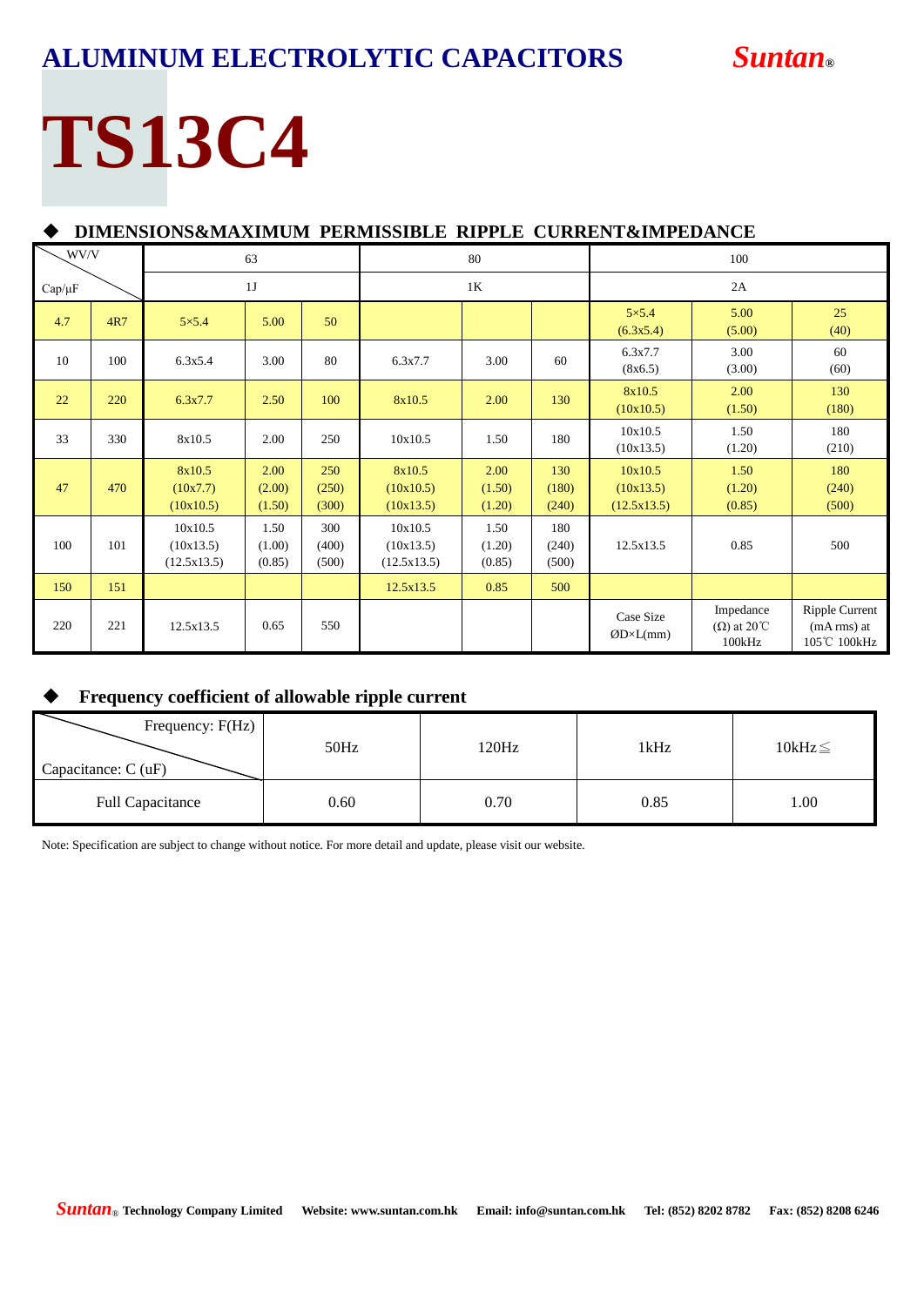# ALUMINUM ELECTROLYTIC CAPACITORS

*Suntan®*

# TS13C4

### ◆ DIMENSIONS&MAXIMUM PERMISSIBLE RIPPLE CURRENT&IMPEDANCE

| WV/V | | 63 | | | 80 | | | 100 | | |
|---|---|---|---|---|---|---|---|---|---|---|
| Cap/μF | | 1J | | | 1K | | | 2A | | |
| 4.7 | 4R7 | 5×5.4 | 5.00 | 50 | | | | 5×5.4 (6.3x5.4) | 5.00 (5.00) | 25 (40) |
| 10 | 100 | 6.3x5.4 | 3.00 | 80 | 6.3x7.7 | 3.00 | 60 | 6.3x7.7 (8x6.5) | 3.00 (3.00) | 60 (60) |
| 22 | 220 | 6.3x7.7 | 2.50 | 100 | 8x10.5 | 2.00 | 130 | 8x10.5 (10x10.5) | 2.00 (1.50) | 130 (180) |
| 33 | 330 | 8x10.5 | 2.00 | 250 | 10x10.5 | 1.50 | 180 | 10x10.5 (10x13.5) | 1.50 (1.20) | 180 (210) |
| 47 | 470 | 8x10.5 (10x7.7) (10x10.5) | 2.00 (2.00) (1.50) | 250 (250) (300) | 8x10.5 (10x10.5) (10x13.5) | 2.00 (1.50) (1.20) | 130 (180) (240) | 10x10.5 (10x13.5) (12.5x13.5) | 1.50 (1.20) (0.85) | 180 (240) (500) |
| 100 | 101 | 10x10.5 (10x13.5) (12.5x13.5) | 1.50 (1.00) (0.85) | 300 (400) (500) | 10x10.5 (10x13.5) (12.5x13.5) | 1.50 (1.20) (0.85) | 180 (240) (500) | 12.5x13.5 | 0.85 | 500 |
| 150 | 151 | | | | 12.5x13.5 | 0.85 | 500 | | | |
| 220 | 221 | 12.5x13.5 | 0.65 | 550 | | | | Case Size ØD×L(mm) | Impedance (Ω) at 20℃ 100kHz | Ripple Current (mA rms) at 105℃ 100kHz |

### ◆ Frequency coefficient of allowable ripple current

| Frequency: F(Hz) / Capacitance: C (uF) | 50Hz | 120Hz | 1kHz | 10kHz≦ |
|---|---|---|---|---|
| Full Capacitance | 0.60 | 0.70 | 0.85 | 1.00 |

Note: Specification are subject to change without notice. For more detail and update, please visit our website.